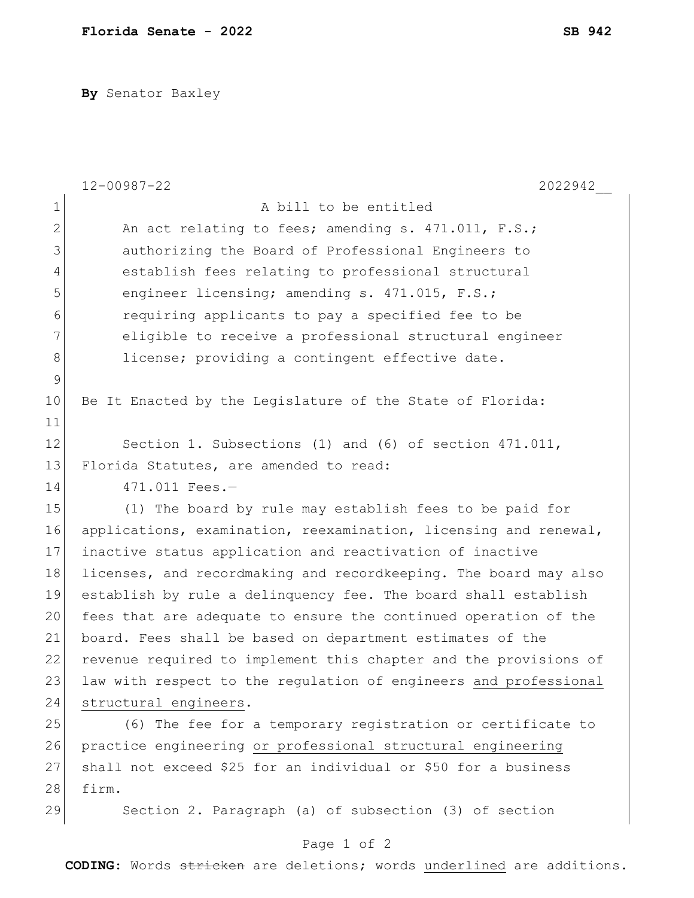**Florida Senate** - **2022** **SB 942**

**By** Senator Baxley

12-00987-22 2022942__

A bill to be entitled

An act relating to fees; amending s. 471.011, F.S.; authorizing the Board of Professional Engineers to establish fees relating to professional structural engineer licensing; amending s. 471.015, F.S.; requiring applicants to pay a specified fee to be eligible to receive a professional structural engineer license; providing a contingent effective date.

Be It Enacted by the Legislature of the State of Florida:

Section 1. Subsections (1) and (6) of section 471.011, Florida Statutes, are amended to read:

471.011 Fees.—

(1) The board by rule may establish fees to be paid for applications, examination, reexamination, licensing and renewal, inactive status application and reactivation of inactive licenses, and recordmaking and recordkeeping. The board may also establish by rule a delinquency fee. The board shall establish fees that are adequate to ensure the continued operation of the board. Fees shall be based on department estimates of the revenue required to implement this chapter and the provisions of law with respect to the regulation of engineers <u>and professional structural engineers</u>.

(6) The fee for a temporary registration or certificate to practice engineering <u>or professional structural engineering</u> shall not exceed $25 for an individual or $50 for a business firm.

Section 2. Paragraph (a) of subsection (3) of section

**CODING:** Words ~~stricken~~ are deletions; words <u>underlined</u> are additions.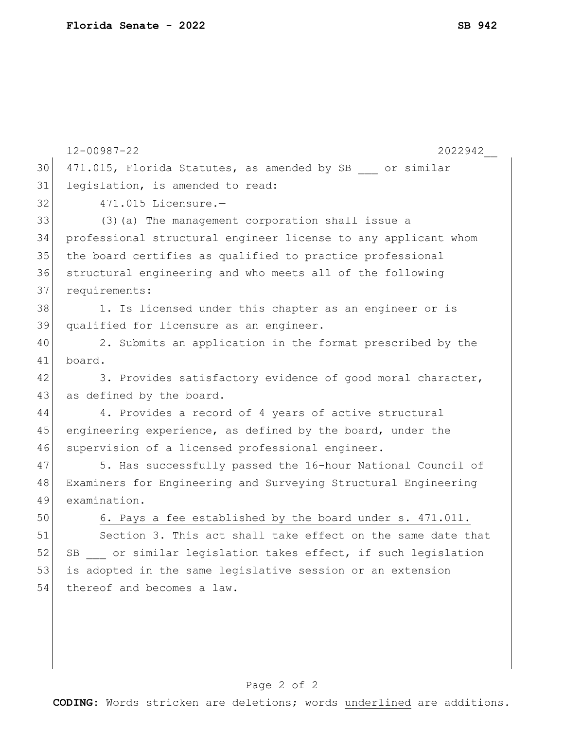12-00987-22 2022942__

471.015, Florida Statutes, as amended by SB ___ or similar legislation, is amended to read:

471.015 Licensure.—

(3)(a) The management corporation shall issue a professional structural engineer license to any applicant whom the board certifies as qualified to practice professional structural engineering and who meets all of the following requirements:

1. Is licensed under this chapter as an engineer or is qualified for licensure as an engineer.

2. Submits an application in the format prescribed by the board.

3. Provides satisfactory evidence of good moral character, as defined by the board.

4. Provides a record of 4 years of active structural engineering experience, as defined by the board, under the supervision of a licensed professional engineer.

5. Has successfully passed the 16-hour National Council of Examiners for Engineering and Surveying Structural Engineering examination.

<u>6. Pays a fee established by the board under s. 471.011.</u>

Section 3. This act shall take effect on the same date that SB ___ or similar legislation takes effect, if such legislation is adopted in the same legislative session or an extension thereof and becomes a law.

**CODING:** Words ~~stricken~~ are deletions; words <u>underlined</u> are additions.